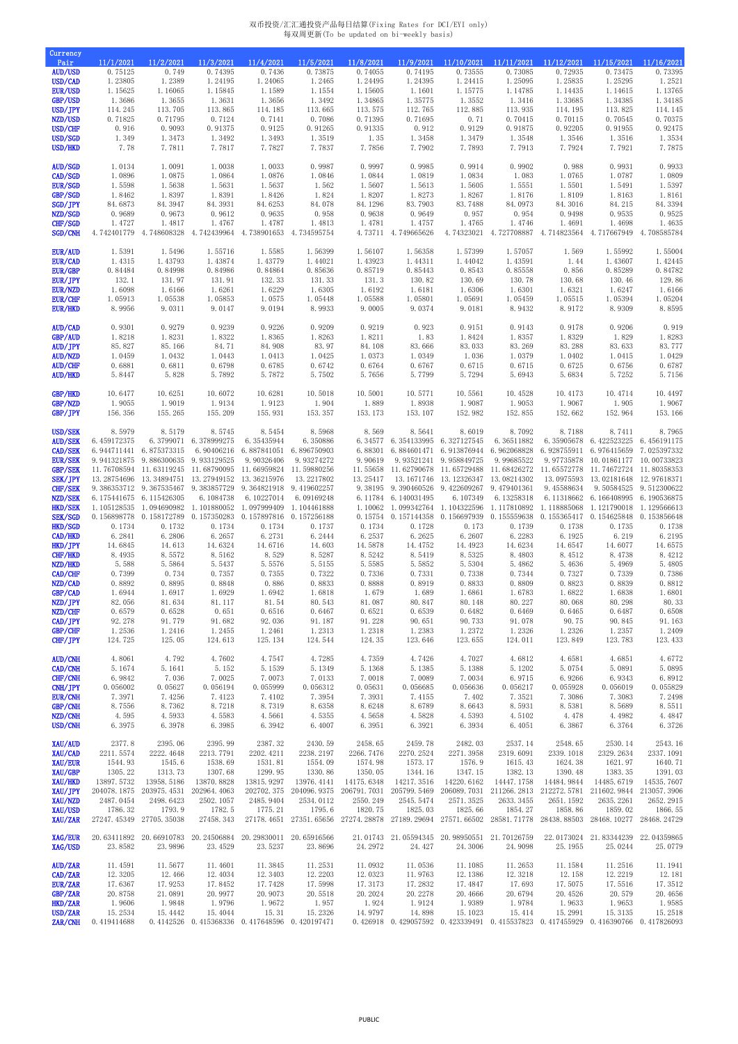双币投资/汇汇通投资产品每日结算(Fixing Rates for DCI/EYI only)
每双周更新(To be updated on bi-weekly basis)

| Currency Pair | 11/1/2021 | 11/2/2021 | 11/3/2021 | 11/4/2021 | 11/5/2021 | 11/8/2021 | 11/9/2021 | 11/10/2021 | 11/11/2021 | 11/12/2021 | 11/15/2021 | 11/16/2021 |
|---|---|---|---|---|---|---|---|---|---|---|---|---|
| AUD/USD | 0.75125 | 0.749 | 0.74395 | 0.7436 | 0.73875 | 0.74055 | 0.74195 | 0.73555 | 0.73085 | 0.72935 | 0.73475 | 0.73395 |
| USD/CAD | 1.23805 | 1.2389 | 1.24195 | 1.24065 | 1.2465 | 1.24495 | 1.24395 | 1.24415 | 1.25095 | 1.25835 | 1.25295 | 1.2521 |
| EUR/USD | 1.15625 | 1.16065 | 1.15845 | 1.1589 | 1.1554 | 1.15605 | 1.1601 | 1.15775 | 1.14785 | 1.14435 | 1.14615 | 1.13765 |
| GBP/USD | 1.3686 | 1.3655 | 1.3631 | 1.3656 | 1.3492 | 1.34865 | 1.35775 | 1.3552 | 1.3416 | 1.33685 | 1.34365 | 1.34185 |
| USD/JPY | 114.245 | 113.705 | 113.865 | 114.185 | 113.665 | 113.575 | 112.765 | 112.885 | 113.935 | 114.195 | 113.825 | 114.145 |
| NZD/USD | 0.71825 | 0.71795 | 0.7124 | 0.7141 | 0.7086 | 0.71395 | 0.71695 | 0.71 | 0.70415 | 0.70115 | 0.70545 | 0.70375 |
| USD/CHF | 0.916 | 0.9093 | 0.91375 | 0.9125 | 0.91265 | 0.91335 | 0.912 | 0.9129 | 0.91875 | 0.92205 | 0.91955 | 0.92475 |
| USD/SGD | 1.349 | 1.3473 | 1.3492 | 1.3493 | 1.3519 | 1.35 | 1.3458 | 1.3479 | 1.3548 | 1.3546 | 1.3516 | 1.3534 |
| USD/HKD | 7.78 | 7.7811 | 7.7817 | 7.7827 | 7.7837 | 7.7856 | 7.7902 | 7.7893 | 7.7913 | 7.7924 | 7.7921 | 7.7875 |
| | | | | | | | | | | | | |
| AUD/SGD | 1.0134 | 1.0091 | 1.0038 | 1.0033 | 0.9987 | 0.9997 | 0.9985 | 0.9914 | 0.9902 | 0.988 | 0.9931 | 0.9933 |
| CAD/SGD | 1.0896 | 1.0875 | 1.0864 | 1.0876 | 1.0846 | 1.0844 | 1.0819 | 1.0834 | 1.083 | 1.0765 | 1.0787 | 1.0809 |
| EUR/SGD | 1.5598 | 1.5638 | 1.5631 | 1.5637 | 1.562 | 1.5607 | 1.5613 | 1.5605 | 1.5551 | 1.5501 | 1.5491 | 1.5397 |
| GBP/SGD | 1.8462 | 1.8397 | 1.8391 | 1.8426 | 1.824 | 1.8207 | 1.8273 | 1.8267 | 1.8176 | 1.8109 | 1.8163 | 1.8161 |
| SGD/JPY | 84.6873 | 84.3947 | 84.3931 | 84.6253 | 84.078 | 84.1296 | 83.7903 | 83.7488 | 84.0973 | 84.3016 | 84.215 | 84.3394 |
| NZD/SGD | 0.9689 | 0.9673 | 0.9612 | 0.9635 | 0.958 | 0.9638 | 0.9649 | 0.957 | 0.954 | 0.9498 | 0.9535 | 0.9525 |
| CHF/SGD | 1.4727 | 1.4817 | 1.4767 | 1.4787 | 1.4813 | 1.4781 | 1.4757 | 1.4765 | 1.4746 | 1.4691 | 1.4698 | 1.4635 |
| SGD/CNH | 4.742401779 | 4.748608328 | 4.742439964 | 4.738901653 | 4.734595754 | 4.73711 | 4.749665626 | 4.74323021 | 4.727708887 | 4.714823564 | 4.717667949 | 4.708585784 |
| | | | | | | | | | | | | |
| EUR/AUD | 1.5391 | 1.5496 | 1.55716 | 1.5585 | 1.56399 | 1.56107 | 1.56358 | 1.57399 | 1.57057 | 1.569 | 1.55992 | 1.55004 |
| EUR/CAD | 1.4315 | 1.43793 | 1.43874 | 1.43779 | 1.44021 | 1.43923 | 1.44311 | 1.44042 | 1.43591 | 1.44 | 1.43607 | 1.42445 |
| EUR/GBP | 0.84484 | 0.84998 | 0.84986 | 0.84864 | 0.85636 | 0.85719 | 0.85443 | 0.8543 | 0.85558 | 0.856 | 0.85289 | 0.84782 |
| EUR/JPY | 132.1 | 131.97 | 131.91 | 132.33 | 131.33 | 131.3 | 130.82 | 130.69 | 130.78 | 130.68 | 130.46 | 129.86 |
| EUR/NZD | 1.6098 | 1.6166 | 1.6261 | 1.6229 | 1.6305 | 1.6192 | 1.6181 | 1.6306 | 1.6301 | 1.6321 | 1.6247 | 1.6166 |
| EUR/CHF | 1.05913 | 1.05538 | 1.05853 | 1.0575 | 1.05448 | 1.05588 | 1.05801 | 1.05691 | 1.05459 | 1.05515 | 1.05394 | 1.05204 |
| EUR/HKD | 8.9956 | 9.0311 | 9.0147 | 9.0194 | 8.9933 | 9.0005 | 9.0374 | 9.0181 | 8.9432 | 8.9172 | 8.9309 | 8.8595 |
| | | | | | | | | | | | | |
| AUD/CAD | 0.9301 | 0.9279 | 0.9239 | 0.9226 | 0.9209 | 0.9219 | 0.923 | 0.9151 | 0.9143 | 0.9178 | 0.9206 | 0.919 |
| GBP/AUD | 1.8218 | 1.8231 | 1.8322 | 1.8365 | 1.8263 | 1.8211 | 1.83 | 1.8424 | 1.8357 | 1.8329 | 1.829 | 1.8283 |
| AUD/JPY | 85.827 | 85.166 | 84.71 | 84.908 | 83.97 | 84.108 | 83.666 | 83.033 | 83.269 | 83.288 | 83.633 | 83.777 |
| AUD/NZD | 1.0459 | 1.0432 | 1.0443 | 1.0413 | 1.0425 | 1.0373 | 1.0349 | 1.036 | 1.0379 | 1.0402 | 1.0415 | 1.0429 |
| AUD/CHF | 0.6881 | 0.6811 | 0.6798 | 0.6785 | 0.6742 | 0.6764 | 0.6767 | 0.6715 | 0.6715 | 0.6725 | 0.6756 | 0.6787 |
| AUD/HKD | 5.8447 | 5.828 | 5.7892 | 5.7872 | 5.7502 | 5.7656 | 5.7799 | 5.7294 | 5.6943 | 5.6834 | 5.7252 | 5.7156 |
| | | | | | | | | | | | | |
| GBP/HKD | 10.6477 | 10.6251 | 10.6072 | 10.6281 | 10.5018 | 10.5001 | 10.5771 | 10.5561 | 10.4528 | 10.4173 | 10.4714 | 10.4497 |
| GBP/NZD | 1.9055 | 1.9019 | 1.9134 | 1.9123 | 1.904 | 1.889 | 1.8938 | 1.9087 | 1.9053 | 1.9067 | 1.905 | 1.9067 |
| GBP/JPY | 156.356 | 155.265 | 155.209 | 155.931 | 153.357 | 153.173 | 153.107 | 152.982 | 152.855 | 152.662 | 152.964 | 153.166 |
| | | | | | | | | | | | | |
| USD/SEK | 8.5979 | 8.5179 | 8.5745 | 8.5454 | 8.5968 | 8.569 | 8.5641 | 8.6019 | 8.7092 | 8.7188 | 8.7411 | 8.7965 |
| AUD/SEK | 6.459172375 | 6.3799071 | 6.378999275 | 6.35435944 | 6.350886 | 6.34577 | 6.354133995 | 6.327127545 | 6.36511882 | 6.35905678 | 6.422523225 | 6.456191175 |
| CAD/SEK | 6.944711441 | 6.875373315 | 6.90406216 | 6.887841051 | 6.896750903 | 6.88301 | 6.884601471 | 6.913876944 | 6.962068828 | 6.928755911 | 6.976415659 | 7.025397332 |
| EUR/SEK | 9.941321875 | 9.886300635 | 9.933129525 | 9.90326406 | 9.93274272 | 9.90619 | 9.93521241 | 9.958849725 | 9.99685522 | 9.97735878 | 10.01861177 | 10.00733823 |
| GBP/SEK | 11.76708594 | 11.63119245 | 11.68790095 | 11.66959824 | 11.59880256 | 11.55658 | 11.62790678 | 11.65729488 | 11.68426272 | 11.65572778 | 11.74672724 | 11.80358353 |
| SEK/JPY | 13.28754696 | 13.34894751 | 13.27949152 | 13.36215976 | 13.2217802 | 13.25417 | 13.1671746 | 13.12326347 | 13.08214302 | 13.0975593 | 13.02181648 | 12.97618371 |
| CHF/SEK | 9.386353712 | 9.367535467 | 9.383857729 | 9.364821918 | 9.419602257 | 9.38195 | 9.390460526 | 9.422609267 | 9.479401361 | 9.45588634 | 9.50584525 | 9.512300622 |
| NZD/SEK | 6.175441675 | 6.115426305 | 6.1084738 | 6.10227014 | 6.09169248 | 6.11784 | 6.140031495 | 6.107349 | 6.13258318 | 6.11318662 | 6.166408995 | 6.190536875 |
| HKD/SEK | 1.105128535 | 1.094690982 | 1.101880052 | 1.097999409 | 1.104461888 | 1.10062 | 1.099342764 | 1.104322596 | 1.117810892 | 1.118885068 | 1.121790018 | 1.129566613 |
| SEK/SGD | 0.156898778 | 0.158172789 | 0.157350283 | 0.157897816 | 0.157256188 | 0.15754 | 0.157144358 | 0.156697939 | 0.155559638 | 0.155365417 | 0.154625848 | 0.153856648 |
| HKD/SGD | 0.1734 | 0.1732 | 0.1734 | 0.1734 | 0.1737 | 0.1734 | 0.1728 | 0.173 | 0.1739 | 0.1738 | 0.1735 | 0.1738 |
| CAD/HKD | 6.2841 | 6.2806 | 6.2657 | 6.2731 | 6.2444 | 6.2537 | 6.2625 | 6.2607 | 6.2283 | 6.1925 | 6.219 | 6.2195 |
| HKD/JPY | 14.6845 | 14.613 | 14.6324 | 14.6716 | 14.603 | 14.5878 | 14.4752 | 14.4923 | 14.6234 | 14.6547 | 14.6077 | 14.6575 |
| CHF/HKD | 8.4935 | 8.5572 | 8.5162 | 8.529 | 8.5287 | 8.5242 | 8.5419 | 8.5325 | 8.4803 | 8.4512 | 8.4738 | 8.4212 |
| NZD/HKD | 5.588 | 5.5864 | 5.5437 | 5.5576 | 5.5155 | 5.5585 | 5.5852 | 5.5304 | 5.4862 | 5.4636 | 5.4969 | 5.4805 |
| CAD/CHF | 0.7399 | 0.734 | 0.7357 | 0.7355 | 0.7322 | 0.7336 | 0.7331 | 0.7338 | 0.7344 | 0.7327 | 0.7339 | 0.7386 |
| NZD/CAD | 0.8892 | 0.8895 | 0.8848 | 0.886 | 0.8833 | 0.8888 | 0.8919 | 0.8833 | 0.8809 | 0.8823 | 0.8839 | 0.8812 |
| GBP/CAD | 1.6944 | 1.6917 | 1.6929 | 1.6942 | 1.6818 | 1.679 | 1.689 | 1.6861 | 1.6783 | 1.6822 | 1.6838 | 1.6801 |
| NZD/JPY | 82.056 | 81.634 | 81.117 | 81.54 | 80.543 | 81.087 | 80.847 | 80.148 | 80.227 | 80.068 | 80.298 | 80.33 |
| NZD/CHF | 0.6579 | 0.6528 | 0.651 | 0.6516 | 0.6467 | 0.6521 | 0.6539 | 0.6482 | 0.6469 | 0.6465 | 0.6487 | 0.6508 |
| CAD/JPY | 92.278 | 91.779 | 91.682 | 92.036 | 91.187 | 91.228 | 90.651 | 90.733 | 91.078 | 90.75 | 90.845 | 91.163 |
| GBP/CHF | 1.2536 | 1.2416 | 1.2455 | 1.2461 | 1.2313 | 1.2318 | 1.2383 | 1.2372 | 1.2326 | 1.2326 | 1.2357 | 1.2409 |
| CHF/JPY | 124.725 | 125.05 | 124.613 | 125.134 | 124.544 | 124.35 | 123.646 | 123.655 | 124.011 | 123.849 | 123.783 | 123.433 |
| | | | | | | | | | | | | |
| AUD/CNH | 4.8061 | 4.792 | 4.7602 | 4.7547 | 4.7285 | 4.7359 | 4.7426 | 4.7027 | 4.6812 | 4.6581 | 4.6851 | 4.6772 |
| CAD/CNH | 5.1674 | 5.1641 | 5.152 | 5.1539 | 5.1349 | 5.1368 | 5.1385 | 5.1388 | 5.1202 | 5.0754 | 5.091 | 5.0895 |
| CHF/CNH | 6.9842 | 7.036 | 7.0025 | 7.0073 | 7.0133 | 7.0018 | 7.0089 | 7.0034 | 6.9715 | 6.9266 | 6.9343 | 6.8912 |
| CNH/JPY | 0.056002 | 0.05627 | 0.056194 | 0.055999 | 0.056312 | 0.05631 | 0.056685 | 0.056636 | 0.056217 | 0.055928 | 0.056019 | 0.055829 |
| EUR/CNH | 7.3971 | 7.4256 | 7.4123 | 7.4102 | 7.3954 | 7.3931 | 7.4155 | 7.402 | 7.3521 | 7.3086 | 7.3083 | 7.2498 |
| GBP/CNH | 8.7556 | 8.7362 | 8.7218 | 8.7319 | 8.6358 | 8.6248 | 8.6789 | 8.6643 | 8.5931 | 8.5381 | 8.5689 | 8.5511 |
| NZD/CNH | 4.595 | 4.5933 | 4.5583 | 4.5661 | 4.5355 | 4.5658 | 4.5828 | 4.5393 | 4.5102 | 4.478 | 4.4982 | 4.4847 |
| USD/CNH | 6.3975 | 6.3978 | 6.3985 | 6.3942 | 6.4007 | 6.3951 | 6.3921 | 6.3934 | 6.4051 | 6.3867 | 6.3764 | 6.3726 |
| | | | | | | | | | | | | |
| XAU/AUD | 2377.8 | 2395.06 | 2395.99 | 2387.32 | 2430.59 | 2458.65 | 2459.78 | 2482.03 | 2537.14 | 2548.65 | 2530.14 | 2543.16 |
| XAU/CAD | 2211.5574 | 2222.4648 | 2213.7791 | 2202.4211 | 2238.2197 | 2266.7476 | 2270.2524 | 2271.3958 | 2319.6091 | 2339.1018 | 2329.2634 | 2337.1091 |
| XAU/EUR | 1544.93 | 1545.6 | 1538.69 | 1531.81 | 1554.09 | 1574.98 | 1573.17 | 1576.9 | 1615.43 | 1624.38 | 1621.97 | 1640.71 |
| XAU/GBP | 1305.22 | 1313.73 | 1307.68 | 1299.95 | 1330.86 | 1350.05 | 1344.16 | 1347.15 | 1382.13 | 1390.48 | 1383.35 | 1391.03 |
| XAU/HKD | 13897.5732 | 13958.5186 | 13870.8828 | 13815.9297 | 13976.4141 | 14175.6348 | 14217.3516 | 14220.6162 | 14447.1758 | 14484.9844 | 14485.6719 | 14535.7607 |
| XAU/JPY | 204078.1875 | 203975.4531 | 202964.4063 | 202702.375 | 204096.9375 | 206791.7031 | 205799.5469 | 206089.7031 | 211266.2813 | 212272.5781 | 211602.9844 | 213057.3906 |
| XAU/NZD | 2487.0454 | 2498.6423 | 2502.1057 | 2485.9404 | 2534.0112 | 2550.249 | 2545.5474 | 2571.3525 | 2633.3455 | 2651.1592 | 2635.2261 | 2652.2915 |
| XAU/USD | 1786.32 | 1793.9 | 1782.5 | 1775.21 | 1795.6 | 1820.75 | 1825.03 | 1825.66 | 1854.27 | 1858.86 | 1859.02 | 1866.55 |
| XAU/ZAR | 27247.45349 | 27705.35038 | 27458.343 | 27178.4651 | 27351.65656 | 27274.28878 | 27189.29694 | 27571.66502 | 28581.71778 | 28438.88503 | 28468.10277 | 28468.24729 |
| | | | | | | | | | | | | |
| XAG/EUR | 20.63411892 | 20.66910783 | 20.24506884 | 20.29830011 | 20.65916566 | 21.01743 | 21.05594345 | 20.98950551 | 21.70126759 | 22.0173024 | 21.83344239 | 22.04359865 |
| XAG/USD | 23.8582 | 23.9896 | 23.4529 | 23.5237 | 23.8696 | 24.2972 | 24.427 | 24.3006 | 24.9098 | 25.1955 | 25.0244 | 25.0779 |
| | | | | | | | | | | | | |
| AUD/ZAR | 11.4591 | 11.5677 | 11.4601 | 11.3845 | 11.2531 | 11.0932 | 11.0536 | 11.1085 | 11.2653 | 11.1584 | 11.2516 | 11.1941 |
| CAD/ZAR | 12.3205 | 12.466 | 12.4034 | 12.3403 | 12.2203 | 12.0323 | 11.9763 | 12.1386 | 12.3218 | 12.158 | 12.2219 | 12.181 |
| EUR/ZAR | 17.6367 | 17.9253 | 17.8452 | 17.7428 | 17.5998 | 17.3173 | 17.2832 | 17.4847 | 17.693 | 17.5075 | 17.5516 | 17.3512 |
| GBP/ZAR | 20.8758 | 21.0891 | 20.9977 | 20.9073 | 20.5518 | 20.2024 | 20.2278 | 20.4666 | 20.6794 | 20.4526 | 20.579 | 20.4656 |
| HKD/ZAR | 1.9606 | 1.9848 | 1.9796 | 1.9672 | 1.957 | 1.924 | 1.9124 | 1.9389 | 1.9784 | 1.9633 | 1.9653 | 1.9585 |
| USD/ZAR | 15.2534 | 15.4442 | 15.4044 | 15.31 | 15.2326 | 14.9797 | 14.898 | 15.1023 | 15.414 | 15.2991 | 15.3135 | 15.2518 |
| ZAR/CNH | 0.419414688 | 0.4142526 | 0.415368336 | 0.417648596 | 0.420197471 | 0.426918 | 0.429057592 | 0.423339491 | 0.415537823 | 0.417455929 | 0.416390766 | 0.417826093 |

PUBLIC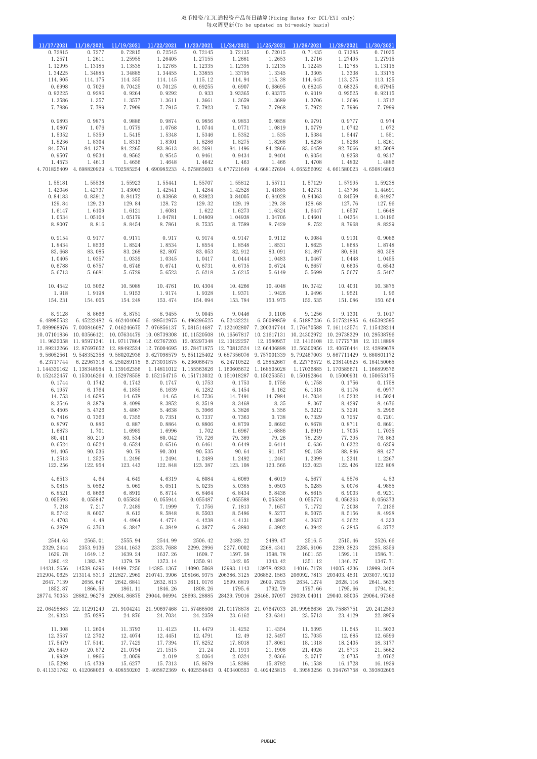双币投资/汇汇通投资产品每日结算(Fixing Rates for DCI/EYI only)
每双周更新(To be updated on bi-weekly basis)

| 11/17/2021 | 11/18/2021 | 11/19/2021 | 11/22/2021 | 11/23/2021 | 11/24/2021 | 11/25/2021 | 11/26/2021 | 11/29/2021 | 11/30/2021 |
|---|---|---|---|---|---|---|---|---|---|
| 0.72815 | 0.7277 | 0.72815 | 0.72545 | 0.72145 | 0.72135 | 0.72015 | 0.71435 | 0.71385 | 0.71035 |
| 1.2571 | 1.2611 | 1.25955 | 1.26405 | 1.27155 | 1.2681 | 1.2653 | 1.2716 | 1.27495 | 1.27915 |
| 1.12995 | 1.13185 | 1.13535 | 1.12765 | 1.12335 | 1.12395 | 1.12135 | 1.12245 | 1.12785 | 1.13115 |
| 1.34225 | 1.34885 | 1.34885 | 1.34455 | 1.33855 | 1.33795 | 1.3345 | 1.3305 | 1.3338 | 1.33175 |
| 114.905 | 114.175 | 114.355 | 114.145 | 115.12 | 114.94 | 115.38 | 114.645 | 113.275 | 113.125 |
| 0.6998 | 0.7026 | 0.70425 | 0.70125 | 0.69255 | 0.6907 | 0.68695 | 0.68245 | 0.68325 | 0.67945 |
| 0.93225 | 0.9286 | 0.9264 | 0.9292 | 0.933 | 0.93365 | 0.93375 | 0.9319 | 0.92525 | 0.92115 |
| 1.3586 | 1.357 | 1.3577 | 1.3611 | 1.3661 | 1.3659 | 1.3689 | 1.3706 | 1.3696 | 1.3712 |
| 7.7886 | 7.789 | 7.7909 | 7.7915 | 7.7923 | 7.793 | 7.7968 | 7.7972 | 7.7996 | 7.7999 |
| | | | | | | | | | |
| 0.9893 | 0.9875 | 0.9886 | 0.9874 | 0.9856 | 0.9853 | 0.9858 | 0.9791 | 0.9777 | 0.974 |
| 1.0807 | 1.076 | 1.0779 | 1.0768 | 1.0744 | 1.0771 | 1.0819 | 1.0779 | 1.0742 | 1.072 |
| 1.5352 | 1.5359 | 1.5415 | 1.5348 | 1.5346 | 1.5352 | 1.535 | 1.5384 | 1.5447 | 1.551 |
| 1.8236 | 1.8304 | 1.8313 | 1.8301 | 1.8286 | 1.8275 | 1.8268 | 1.8236 | 1.8268 | 1.8261 |
| 84.5761 | 84.1378 | 84.2265 | 83.8613 | 84.2691 | 84.1496 | 84.2866 | 83.6459 | 82.7066 | 82.5008 |
| 0.9507 | 0.9534 | 0.9562 | 0.9545 | 0.9461 | 0.9434 | 0.9404 | 0.9354 | 0.9358 | 0.9317 |
| 1.4573 | 1.4613 | 1.4656 | 1.4648 | 1.4642 | 1.463 | 1.466 | 1.4708 | 1.4802 | 1.4886 |
| 4.701825409 | 4.698820929 | 4.702585254 | 4.690985233 | 4.675865603 | 4.677721649 | 4.668127694 | 4.665256092 | 4.661580023 | 4.650816803 |
| | | | | | | | | | |
| 1.55181 | 1.55538 | 1.55923 | 1.55441 | 1.55707 | 1.55812 | 1.55711 | 1.57129 | 1.57995 | 1.59238 |
| 1.42046 | 1.42737 | 1.43003 | 1.42541 | 1.4284 | 1.42528 | 1.41885 | 1.42731 | 1.43796 | 1.44691 |
| 0.84183 | 0.83912 | 0.84172 | 0.83868 | 0.83923 | 0.84005 | 0.84028 | 0.84363 | 0.84559 | 0.84937 |
| 129.84 | 129.23 | 129.84 | 128.72 | 129.32 | 129.19 | 129.38 | 128.68 | 127.76 | 127.96 |
| 1.6147 | 1.6109 | 1.6121 | 1.6081 | 1.622 | 1.6273 | 1.6324 | 1.6447 | 1.6507 | 1.6648 |
| 1.0534 | 1.05104 | 1.05179 | 1.04781 | 1.04809 | 1.04938 | 1.04706 | 1.04601 | 1.04354 | 1.04196 |
| 8.8007 | 8.816 | 8.8454 | 8.7861 | 8.7535 | 8.7589 | 8.7429 | 8.752 | 8.7968 | 8.8229 |
| | | | | | | | | | |
| 0.9154 | 0.9177 | 0.9171 | 0.917 | 0.9174 | 0.9147 | 0.9112 | 0.9084 | 0.9101 | 0.9086 |
| 1.8434 | 1.8536 | 1.8524 | 1.8534 | 1.8554 | 1.8548 | 1.8531 | 1.8625 | 1.8685 | 1.8748 |
| 83.668 | 83.085 | 83.268 | 82.807 | 83.053 | 82.912 | 83.091 | 81.897 | 80.861 | 80.358 |
| 1.0405 | 1.0357 | 1.0339 | 1.0345 | 1.0417 | 1.0444 | 1.0483 | 1.0467 | 1.0448 | 1.0455 |
| 0.6788 | 0.6757 | 0.6746 | 0.6741 | 0.6731 | 0.6735 | 0.6724 | 0.6657 | 0.6605 | 0.6543 |
| 5.6713 | 5.6681 | 5.6729 | 5.6523 | 5.6218 | 5.6215 | 5.6149 | 5.5699 | 5.5677 | 5.5407 |
| | | | | | | | | | |
| 10.4542 | 10.5062 | 10.5088 | 10.4761 | 10.4304 | 10.4266 | 10.4048 | 10.3742 | 10.4031 | 10.3875 |
| 1.918 | 1.9198 | 1.9153 | 1.9174 | 1.9328 | 1.9371 | 1.9426 | 1.9496 | 1.9521 | 1.96 |
| 154.231 | 154.005 | 154.248 | 153.474 | 154.094 | 153.784 | 153.975 | 152.535 | 151.086 | 150.654 |
| | | | | | | | | | |
| 8.9128 | 8.8666 | 8.8751 | 8.9455 | 9.0045 | 9.0446 | 9.1106 | 9.1256 | 9.1301 | 9.1017 |
| 6.48985532 | 6.45222482 | 6.462404065 | 6.489512975 | 6.496296525 | 6.52432221 | 6.56099859 | 6.51887236 | 6.517521885 | 6.465392595 |
| 7.089968976 | 7.030846087 | 7.046246675 | 7.076856137 | 7.081514687 | 7.132402807 | 7.200347744 | 7.176470588 | 7.161143574 | 7.115428214 |
| 10.07101836 | 10.03566121 | 10.07634479 | 10.08739308 | 10.11520508 | 10.16567817 | 10.21617131 | 10.24302972 | 10.29738329 | 10.29538796 |
| 11.9632058 | 11.95971341 | 11.97117864 | 12.02767203 | 12.05297348 | 12.10122257 | 12.1580957 | 12.1416108 | 12.17772738 | 12.12118898 |
| 12.89213266 | 12.87697652 | 12.88492524 | 12.76004695 | 12.78471875 | 12.70813524 | 12.66436898 | 12.56300956 | 12.40676444 | 12.42899678 |
| 9.56052561 | 9.548352358 | 9.580202936 | 9.627098579 | 9.651125402 | 9.687356076 | 9.757001339 | 9.792467003 | 9.867711429 | 9.880801172 |
| 6.23717744 | 6.22967316 | 6.250289175 | 6.273031875 | 6.236066475 | 6.24710522 | 6.25852667 | 6.22776572 | 6.238140825 | 6.184150065 |
| 1.144339162 | 1.138348954 | 1.139162356 | 1.14811012 | 1.155563826 | 1.160605672 | 1.168505028 | 1.17036885 | 1.170585671 | 1.166899576 |
| 0.152432457 | 0.153046264 | 0.152978558 | 0.152154715 | 0.151713032 | 0.151018287 | 0.150253551 | 0.150192864 | 0.15000931 | 0.150653175 |
| 0.1744 | 0.1742 | 0.1743 | 0.1747 | 0.1753 | 0.1753 | 0.1756 | 0.1758 | 0.1756 | 0.1758 |
| 6.1957 | 6.1764 | 6.1855 | 6.1639 | 6.1282 | 6.1454 | 6.162 | 6.1318 | 6.1176 | 6.0977 |
| 14.753 | 14.6585 | 14.678 | 14.65 | 14.7736 | 14.7491 | 14.7984 | 14.7034 | 14.5232 | 14.5034 |
| 8.3546 | 8.3879 | 8.4099 | 8.3852 | 8.3519 | 8.3468 | 8.35 | 8.367 | 8.4297 | 8.4676 |
| 5.4505 | 5.4726 | 5.4867 | 5.4638 | 5.3966 | 5.3826 | 5.356 | 5.3212 | 5.3291 | 5.2996 |
| 0.7416 | 0.7363 | 0.7355 | 0.7351 | 0.7337 | 0.7363 | 0.738 | 0.7329 | 0.7257 | 0.7201 |
| 0.8797 | 0.886 | 0.887 | 0.8864 | 0.8806 | 0.8759 | 0.8692 | 0.8678 | 0.8711 | 0.8691 |
| 1.6873 | 1.701 | 1.6989 | 1.6996 | 1.702 | 1.6967 | 1.6886 | 1.6919 | 1.7005 | 1.7035 |
| 80.411 | 80.219 | 80.534 | 80.042 | 79.726 | 79.389 | 79.26 | 78.239 | 77.395 | 76.863 |
| 0.6524 | 0.6524 | 0.6524 | 0.6516 | 0.6461 | 0.6449 | 0.6414 | 0.636 | 0.6322 | 0.6259 |
| 91.405 | 90.536 | 90.79 | 90.301 | 90.535 | 90.64 | 91.187 | 90.158 | 88.846 | 88.437 |
| 1.2513 | 1.2525 | 1.2496 | 1.2494 | 1.2489 | 1.2492 | 1.2461 | 1.2399 | 1.2341 | 1.2267 |
| 123.256 | 122.954 | 123.443 | 122.848 | 123.387 | 123.108 | 123.566 | 123.023 | 122.426 | 122.808 |
| | | | | | | | | | |
| 4.6513 | 4.64 | 4.649 | 4.6319 | 4.6084 | 4.6089 | 4.6019 | 4.5677 | 4.5576 | 4.53 |
| 5.0815 | 5.0562 | 5.069 | 5.0511 | 5.0235 | 5.0385 | 5.0503 | 5.0285 | 5.0076 | 4.9855 |
| 6.8521 | 6.8666 | 6.8919 | 6.8714 | 6.8464 | 6.8434 | 6.8436 | 6.8615 | 6.9003 | 6.9231 |
| 0.055593 | 0.055847 | 0.055836 | 0.055944 | 0.055487 | 0.055588 | 0.055384 | 0.055774 | 0.056363 | 0.056373 |
| 7.218 | 7.217 | 7.2489 | 7.1999 | 7.1756 | 7.1813 | 7.1657 | 7.1772 | 7.2008 | 7.2136 |
| 8.5742 | 8.6007 | 8.612 | 8.5848 | 8.5503 | 8.5486 | 8.5277 | 8.5075 | 8.5156 | 8.4928 |
| 4.4703 | 4.48 | 4.4964 | 4.4774 | 4.4238 | 4.4131 | 4.3897 | 4.3637 | 4.3622 | 4.333 |
| 6.3879 | 6.3763 | 6.3847 | 6.3849 | 6.3877 | 6.3893 | 6.3902 | 6.3942 | 6.3845 | 6.3772 |
| | | | | | | | | | |
| 2544.63 | 2565.01 | 2555.94 | 2544.99 | 2506.42 | 2489.22 | 2489.47 | 2516.5 | 2515.46 | 2526.66 |
| 2329.2444 | 2353.9136 | 2344.1633 | 2333.7688 | 2299.2996 | 2277.0002 | 2268.4341 | 2285.9106 | 2289.3823 | 2295.8359 |
| 1639.78 | 1649.12 | 1639.24 | 1637.26 | 1609.7 | 1597.58 | 1598.78 | 1601.55 | 1592.11 | 1586.71 |
| 1380.42 | 1383.82 | 1379.78 | 1373.14 | 1350.91 | 1342.05 | 1343.42 | 1351.12 | 1346.27 | 1347.71 |
| 14431.2656 | 14538.6396 | 14499.7256 | 14385.1367 | 14090.5068 | 13993.1143 | 13978.0283 | 14016.7178 | 14005.4336 | 13999.3408 |
| 212904.0625 | 213114.5313 | 212827.2969 | 210741.3906 | 208166.9375 | 206386.3125 | 206852.1563 | 206092.7813 | 203403.4531 | 203037.9219 |
| 2647.7139 | 2656.647 | 2642.6841 | 2632.813 | 2611.0176 | 2599.6819 | 2609.7825 | 2634.1274 | 2628.116 | 2641.5635 |
| 1852.87 | 1866.56 | 1861.11 | 1846.26 | 1808.26 | 1795.6 | 1792.79 | 1797.66 | 1795.66 | 1794.81 |
| 28774.70053 | 28882.96278 | 29084.86875 | 29044.06994 | 28693.28885 | 28439.79016 | 28468.07097 | 29039.04011 | 29040.85005 | 29064.97366 |
| | | | | | | | | | |
| 22.06495863 | 22.11291249 | 21.9104241 | 21.90697468 | 21.57466506 | 21.01178878 | 21.07647033 | 20.99986636 | 20.75887751 | 20.2412589 |
| 24.9323 | 25.0285 | 24.876 | 24.7034 | 24.2359 | 23.6162 | 23.6341 | 23.5713 | 23.4129 | 22.8959 |
| | | | | | | | | | |
| 11.308 | 11.2604 | 11.3793 | 11.4123 | 11.4479 | 11.4252 | 11.4354 | 11.5395 | 11.545 | 11.5033 |
| 12.3537 | 12.2702 | 12.4074 | 12.4451 | 12.4791 | 12.49 | 12.5497 | 12.7035 | 12.685 | 12.6599 |
| 17.5479 | 17.5141 | 17.7429 | 17.7394 | 17.8252 | 17.8018 | 17.8061 | 18.1318 | 18.2405 | 18.3177 |
| 20.8449 | 20.872 | 21.0794 | 21.1515 | 21.24 | 21.1913 | 21.1908 | 21.4926 | 21.5713 | 21.5662 |
| 1.9939 | 1.9866 | 2.0059 | 2.019 | 2.0364 | 2.0324 | 2.0366 | 2.0717 | 2.0735 | 2.0762 |
| 15.5298 | 15.4739 | 15.6277 | 15.7313 | 15.8679 | 15.8386 | 15.8792 | 16.1538 | 16.1728 | 16.1939 |
| 0.411331762 | 0.412068063 | 0.408550203 | 0.405872369 | 0.402554813 | 0.403400553 | 0.402425815 | 0.39583256 | 0.394767758 | 0.393802605 |

PUBLIC